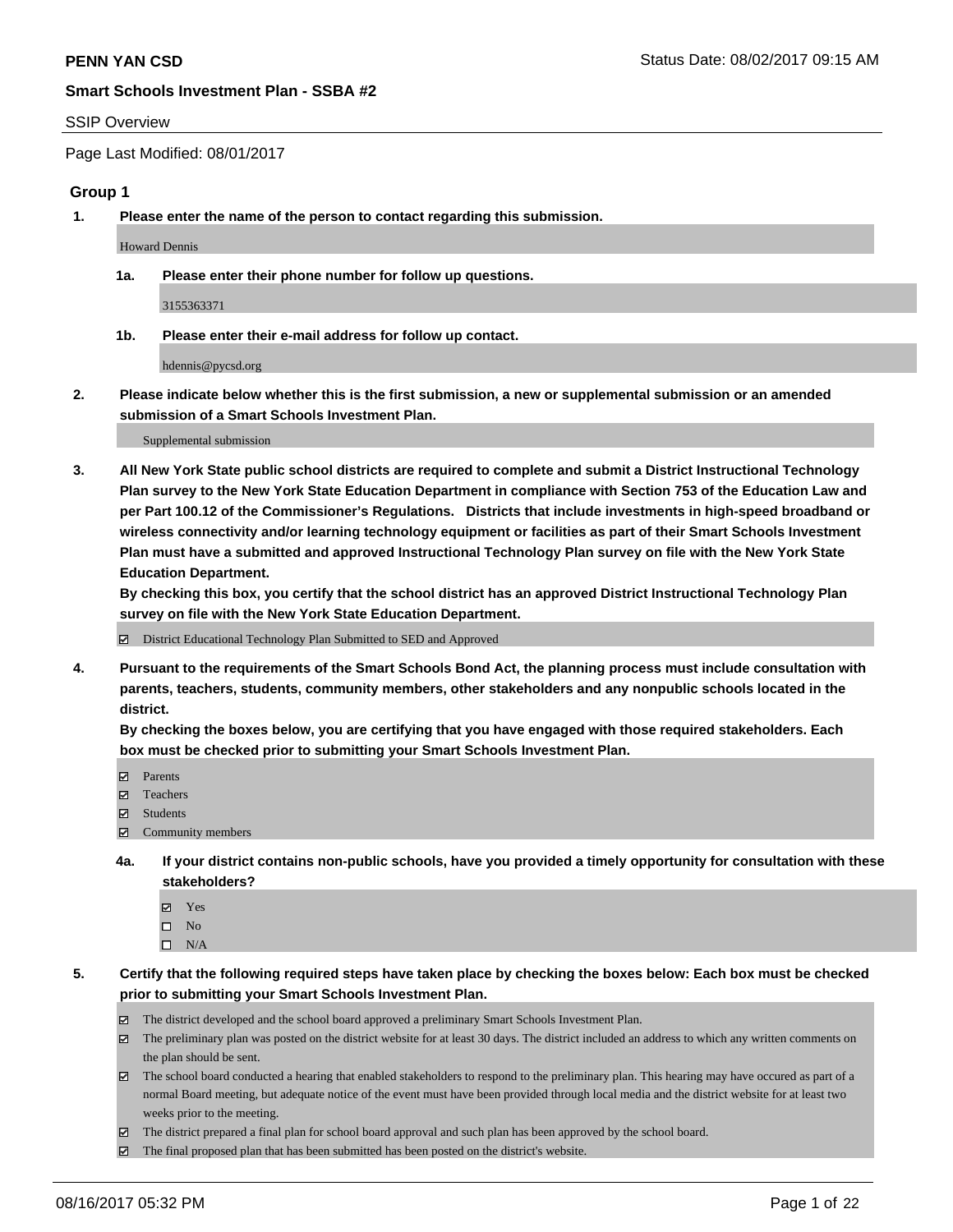**PENN YAN CSD**

**Smart Schools Investment Plan - SSBA #2**

SSIP Overview

Page Last Modified: 08/01/2017

## Group 1

**1. Please enter the name of the person to contact regarding this submission.**

Howard Dennis

**1a. Please enter their phone number for follow up questions.**

3155363371

**1b. Please enter their e-mail address for follow up contact.**

hdennis@pycsd.org

**2. Please indicate below whether this is the first submission, a new or supplemental submission or an amended submission of a Smart Schools Investment Plan.**

Supplemental submission

**3. All New York State public school districts are required to complete and submit a District Instructional Technology Plan survey to the New York State Education Department in compliance with Section 753 of the Education Law and per Part 100.12 of the Commissioner's Regulations. Districts that include investments in high-speed broadband or wireless connectivity and/or learning technology equipment or facilities as part of their Smart Schools Investment Plan must have a submitted and approved Instructional Technology Plan survey on file with the New York State Education Department.**
**By checking this box, you certify that the school district has an approved District Instructional Technology Plan survey on file with the New York State Education Department.**

☑ District Educational Technology Plan Submitted to SED and Approved

**4. Pursuant to the requirements of the Smart Schools Bond Act, the planning process must include consultation with parents, teachers, students, community members, other stakeholders and any nonpublic schools located in the district.**
**By checking the boxes below, you are certifying that you have engaged with those required stakeholders. Each box must be checked prior to submitting your Smart Schools Investment Plan.**

☑ Parents
☑ Teachers
☑ Students
☑ Community members

**4a. If your district contains non-public schools, have you provided a timely opportunity for consultation with these stakeholders?**

☑ Yes
☐ No
☐ N/A

**5. Certify that the following required steps have taken place by checking the boxes below: Each box must be checked prior to submitting your Smart Schools Investment Plan.**

☑ The district developed and the school board approved a preliminary Smart Schools Investment Plan.
☑ The preliminary plan was posted on the district website for at least 30 days. The district included an address to which any written comments on the plan should be sent.
☑ The school board conducted a hearing that enabled stakeholders to respond to the preliminary plan. This hearing may have occured as part of a normal Board meeting, but adequate notice of the event must have been provided through local media and the district website for at least two weeks prior to the meeting.
☑ The district prepared a final plan for school board approval and such plan has been approved by the school board.
☑ The final proposed plan that has been submitted has been posted on the district's website.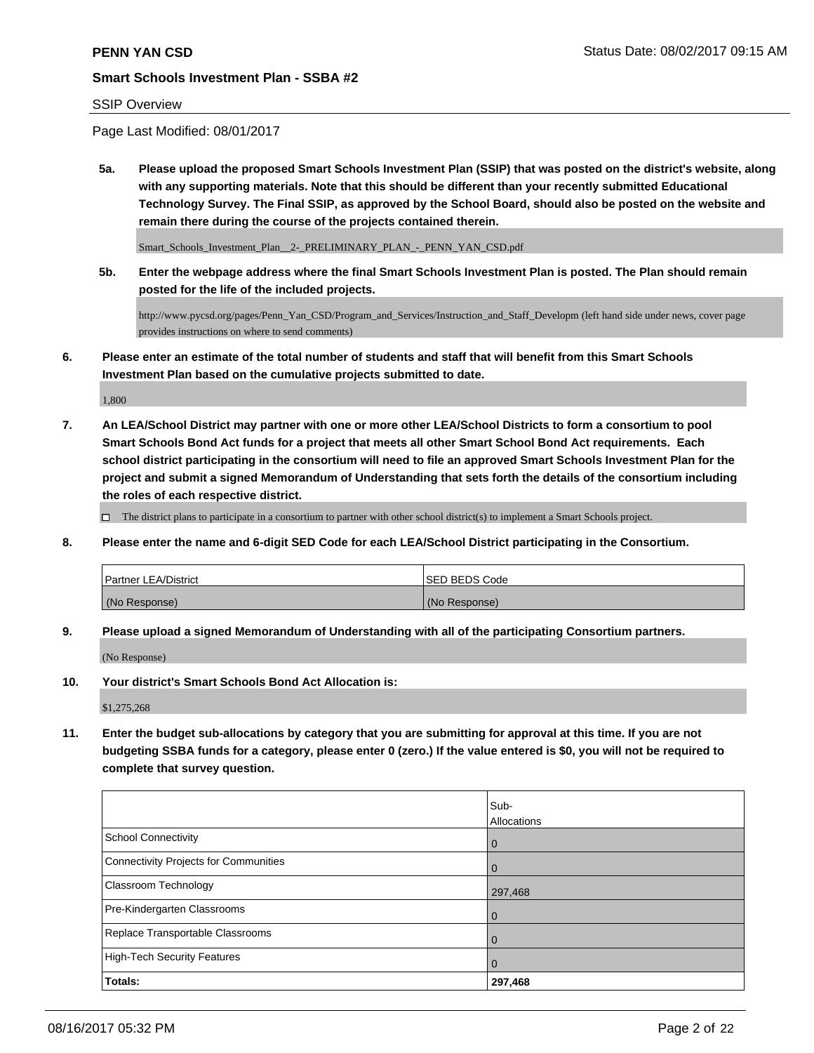**PENN YAN CSD**

Status Date: 08/02/2017 09:15 AM

**Smart Schools Investment Plan - SSBA #2**

SSIP Overview

Page Last Modified: 08/01/2017

**5a. Please upload the proposed Smart Schools Investment Plan (SSIP) that was posted on the district's website, along with any supporting materials. Note that this should be different than your recently submitted Educational Technology Survey. The Final SSIP, as approved by the School Board, should also be posted on the website and remain there during the course of the projects contained therein.**

Smart_Schools_Investment_Plan__2-_PRELIMINARY_PLAN_-_PENN_YAN_CSD.pdf

**5b. Enter the webpage address where the final Smart Schools Investment Plan is posted. The Plan should remain posted for the life of the included projects.**

http://www.pycsd.org/pages/Penn_Yan_CSD/Program_and_Services/Instruction_and_Staff_Developm (left hand side under news, cover page provides instructions on where to send comments)

**6. Please enter an estimate of the total number of students and staff that will benefit from this Smart Schools Investment Plan based on the cumulative projects submitted to date.**

1,800

**7. An LEA/School District may partner with one or more other LEA/School Districts to form a consortium to pool Smart Schools Bond Act funds for a project that meets all other Smart School Bond Act requirements. Each school district participating in the consortium will need to file an approved Smart Schools Investment Plan for the project and submit a signed Memorandum of Understanding that sets forth the details of the consortium including the roles of each respective district.**

☐ The district plans to participate in a consortium to partner with other school district(s) to implement a Smart Schools project.

**8. Please enter the name and 6-digit SED Code for each LEA/School District participating in the Consortium.**

| Partner LEA/District | SED BEDS Code |
|---|---|
| (No Response) | (No Response) |

**9. Please upload a signed Memorandum of Understanding with all of the participating Consortium partners.**

(No Response)

**10. Your district's Smart Schools Bond Act Allocation is:**

$1,275,268

**11. Enter the budget sub-allocations by category that you are submitting for approval at this time. If you are not budgeting SSBA funds for a category, please enter 0 (zero.) If the value entered is $0, you will not be required to complete that survey question.**

| | Sub-Allocations |
|---|---|
| School Connectivity | 0 |
| Connectivity Projects for Communities | 0 |
| Classroom Technology | 297,468 |
| Pre-Kindergarten Classrooms | 0 |
| Replace Transportable Classrooms | 0 |
| High-Tech Security Features | 0 |
| **Totals:** | **297,468** |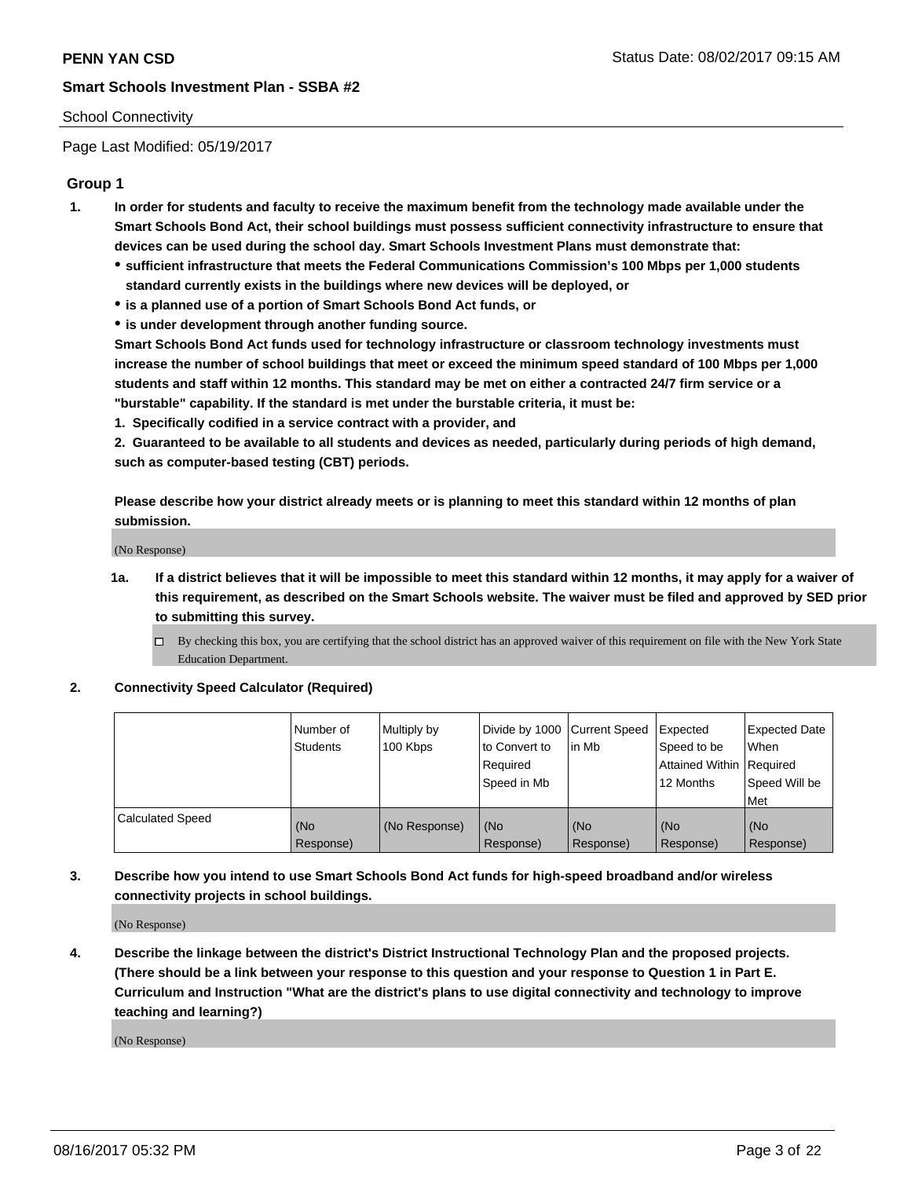School Connectivity

Page Last Modified: 05/19/2017

### Group 1

1. **In order for students and faculty to receive the maximum benefit from the technology made available under the Smart Schools Bond Act, their school buildings must possess sufficient connectivity infrastructure to ensure that devices can be used during the school day. Smart Schools Investment Plans must demonstrate that:**
   - **sufficient infrastructure that meets the Federal Communications Commission's 100 Mbps per 1,000 students standard currently exists in the buildings where new devices will be deployed, or**
   - **is a planned use of a portion of Smart Schools Bond Act funds, or**
   - **is under development through another funding source.**

   **Smart Schools Bond Act funds used for technology infrastructure or classroom technology investments must increase the number of school buildings that meet or exceed the minimum speed standard of 100 Mbps per 1,000 students and staff within 12 months. This standard may be met on either a contracted 24/7 firm service or a "burstable" capability. If the standard is met under the burstable criteria, it must be:**

   **1. Specifically codified in a service contract with a provider, and**

   **2. Guaranteed to be available to all students and devices as needed, particularly during periods of high demand, such as computer-based testing (CBT) periods.**

   **Please describe how your district already meets or is planning to meet this standard within 12 months of plan submission.**

   (No Response)

   1a. **If a district believes that it will be impossible to meet this standard within 12 months, it may apply for a waiver of this requirement, as described on the Smart Schools website. The waiver must be filed and approved by SED prior to submitting this survey.**

   ☐ By checking this box, you are certifying that the school district has an approved waiver of this requirement on file with the New York State Education Department.

2. **Connectivity Speed Calculator (Required)**

|  | Number of Students | Multiply by 100 Kbps | Divide by 1000 to Convert to Required Speed in Mb | Current Speed in Mb | Expected Speed to be Attained Within 12 Months | Expected Date When Required Speed Will be Met |
|---|---|---|---|---|---|---|
| Calculated Speed | (No Response) | (No Response) | (No Response) | (No Response) | (No Response) | (No Response) |

3. **Describe how you intend to use Smart Schools Bond Act funds for high-speed broadband and/or wireless connectivity projects in school buildings.**

   (No Response)

4. **Describe the linkage between the district's District Instructional Technology Plan and the proposed projects. (There should be a link between your response to this question and your response to Question 1 in Part E. Curriculum and Instruction "What are the district's plans to use digital connectivity and technology to improve teaching and learning?)**

   (No Response)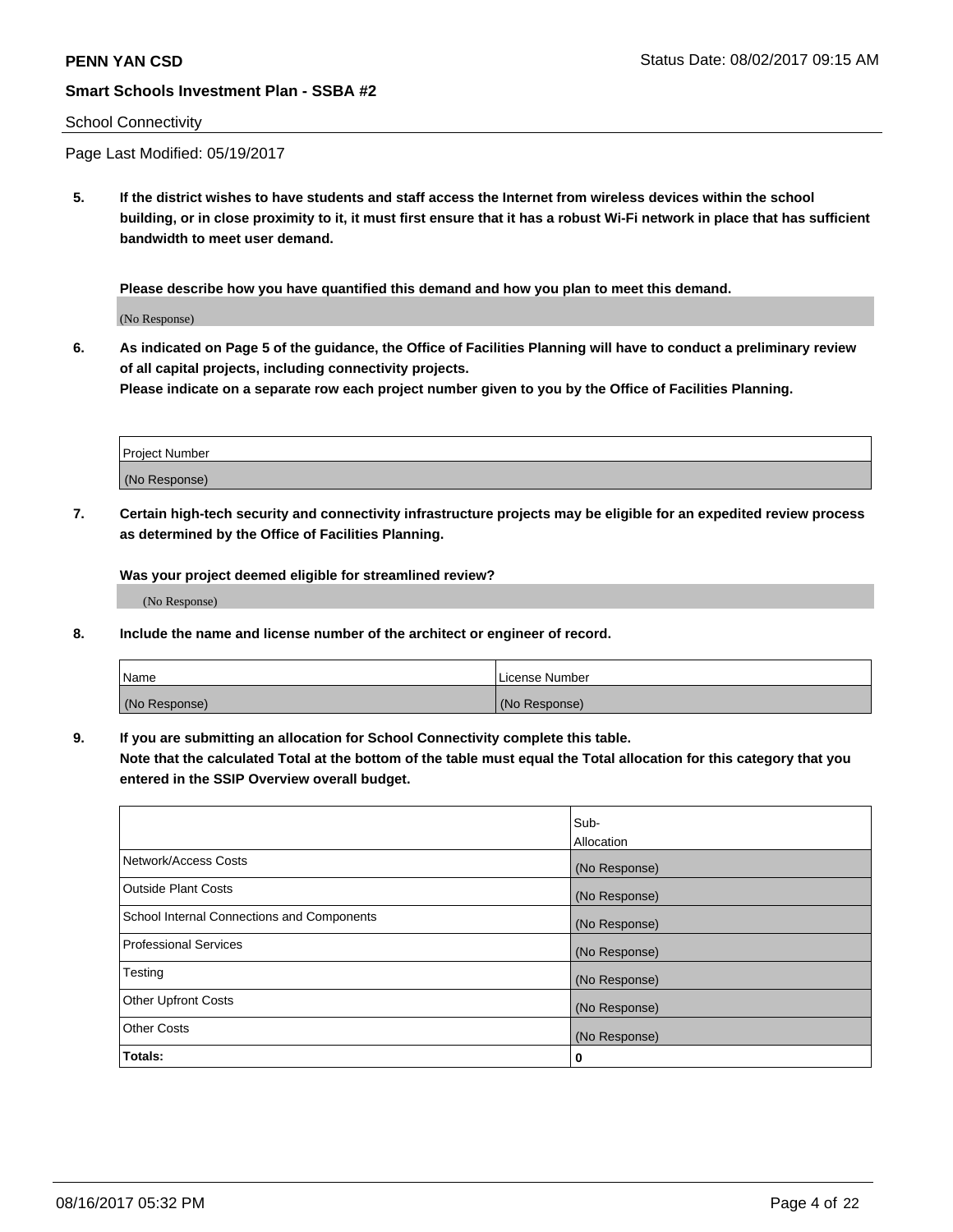School Connectivity

Page Last Modified: 05/19/2017

**5. If the district wishes to have students and staff access the Internet from wireless devices within the school building, or in close proximity to it, it must first ensure that it has a robust Wi-Fi network in place that has sufficient bandwidth to meet user demand.**

**Please describe how you have quantified this demand and how you plan to meet this demand.**

(No Response)

**6. As indicated on Page 5 of the guidance, the Office of Facilities Planning will have to conduct a preliminary review of all capital projects, including connectivity projects.**
**Please indicate on a separate row each project number given to you by the Office of Facilities Planning.**

| Project Number |
| --- |
| (No Response) |

**7. Certain high-tech security and connectivity infrastructure projects may be eligible for an expedited review process as determined by the Office of Facilities Planning.**

**Was your project deemed eligible for streamlined review?**

(No Response)

**8. Include the name and license number of the architect or engineer of record.**

| Name | License Number |
| --- | --- |
| (No Response) | (No Response) |

**9. If you are submitting an allocation for School Connectivity complete this table.**
**Note that the calculated Total at the bottom of the table must equal the Total allocation for this category that you entered in the SSIP Overview overall budget.**

| | Sub-Allocation |
| --- | --- |
| Network/Access Costs | (No Response) |
| Outside Plant Costs | (No Response) |
| School Internal Connections and Components | (No Response) |
| Professional Services | (No Response) |
| Testing | (No Response) |
| Other Upfront Costs | (No Response) |
| Other Costs | (No Response) |
| **Totals:** | **0** |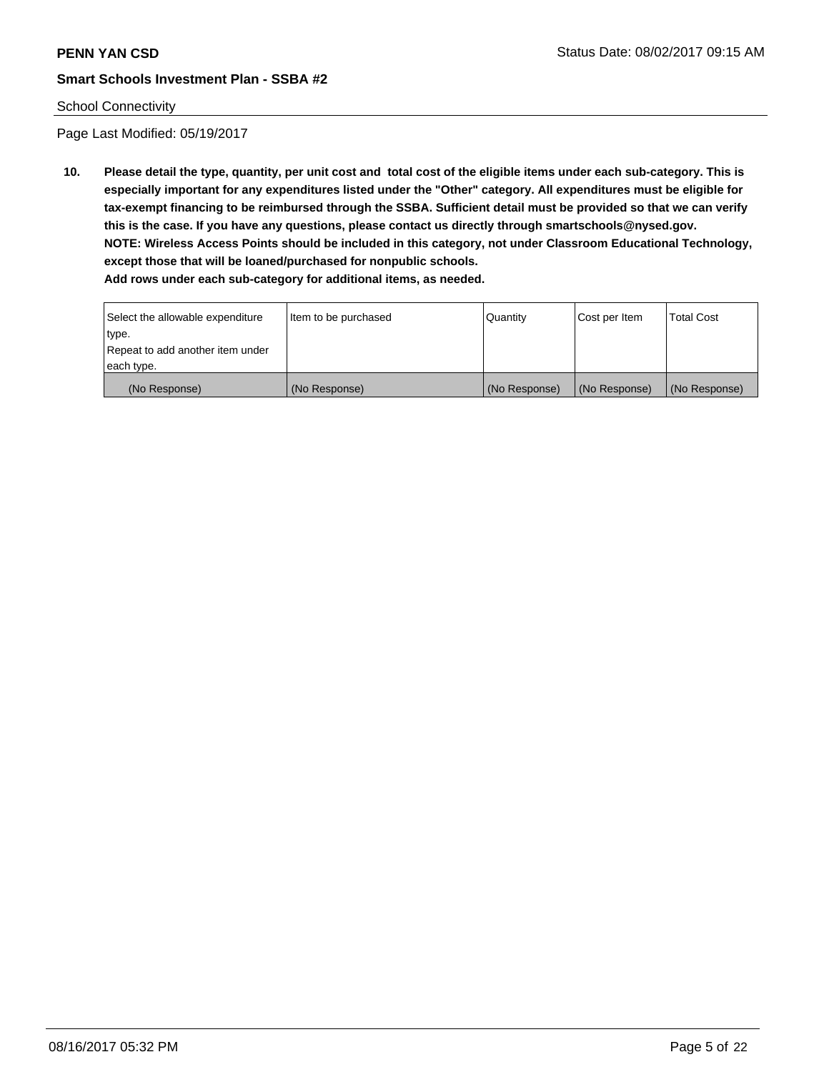School Connectivity

Page Last Modified: 05/19/2017

**10. Please detail the type, quantity, per unit cost and total cost of the eligible items under each sub-category. This is especially important for any expenditures listed under the "Other" category. All expenditures must be eligible for tax-exempt financing to be reimbursed through the SSBA. Sufficient detail must be provided so that we can verify this is the case. If you have any questions, please contact us directly through smartschools@nysed.gov.**
**NOTE: Wireless Access Points should be included in this category, not under Classroom Educational Technology, except those that will be loaned/purchased for nonpublic schools.**
**Add rows under each sub-category for additional items, as needed.**

| Select the allowable expenditure type. Repeat to add another item under each type. | Item to be purchased | Quantity | Cost per Item | Total Cost |
|---|---|---|---|---|
| (No Response) | (No Response) | (No Response) | (No Response) | (No Response) |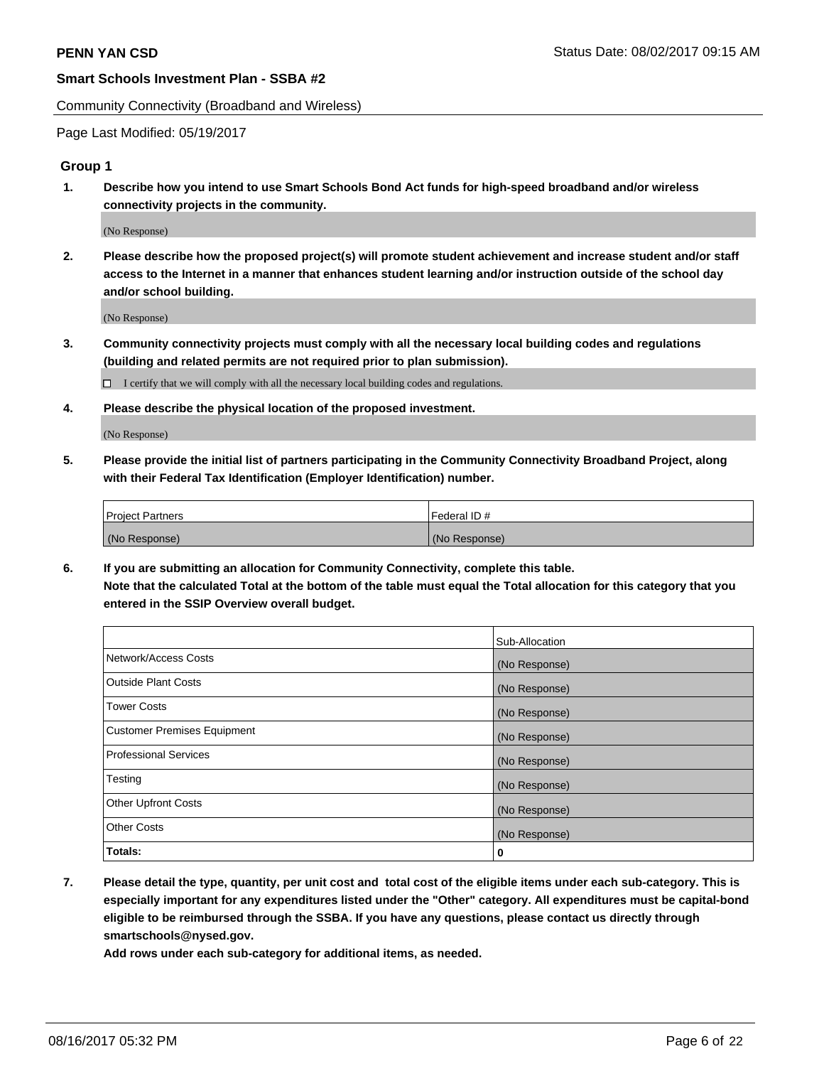Community Connectivity (Broadband and Wireless)

Page Last Modified: 05/19/2017

## Group 1

**1. Describe how you intend to use Smart Schools Bond Act funds for high-speed broadband and/or wireless connectivity projects in the community.**

(No Response)

**2. Please describe how the proposed project(s) will promote student achievement and increase student and/or staff access to the Internet in a manner that enhances student learning and/or instruction outside of the school day and/or school building.**

(No Response)

**3. Community connectivity projects must comply with all the necessary local building codes and regulations (building and related permits are not required prior to plan submission).**

☐ I certify that we will comply with all the necessary local building codes and regulations.

**4. Please describe the physical location of the proposed investment.**

(No Response)

**5. Please provide the initial list of partners participating in the Community Connectivity Broadband Project, along with their Federal Tax Identification (Employer Identification) number.**

| Project Partners | Federal ID # |
|---|---|
| (No Response) | (No Response) |

**6. If you are submitting an allocation for Community Connectivity, complete this table. Note that the calculated Total at the bottom of the table must equal the Total allocation for this category that you entered in the SSIP Overview overall budget.**

| | Sub-Allocation |
|---|---|
| Network/Access Costs | (No Response) |
| Outside Plant Costs | (No Response) |
| Tower Costs | (No Response) |
| Customer Premises Equipment | (No Response) |
| Professional Services | (No Response) |
| Testing | (No Response) |
| Other Upfront Costs | (No Response) |
| Other Costs | (No Response) |
| **Totals:** | **0** |

**7. Please detail the type, quantity, per unit cost and total cost of the eligible items under each sub-category. This is especially important for any expenditures listed under the "Other" category. All expenditures must be capital-bond eligible to be reimbursed through the SSBA. If you have any questions, please contact us directly through smartschools@nysed.gov.**

**Add rows under each sub-category for additional items, as needed.**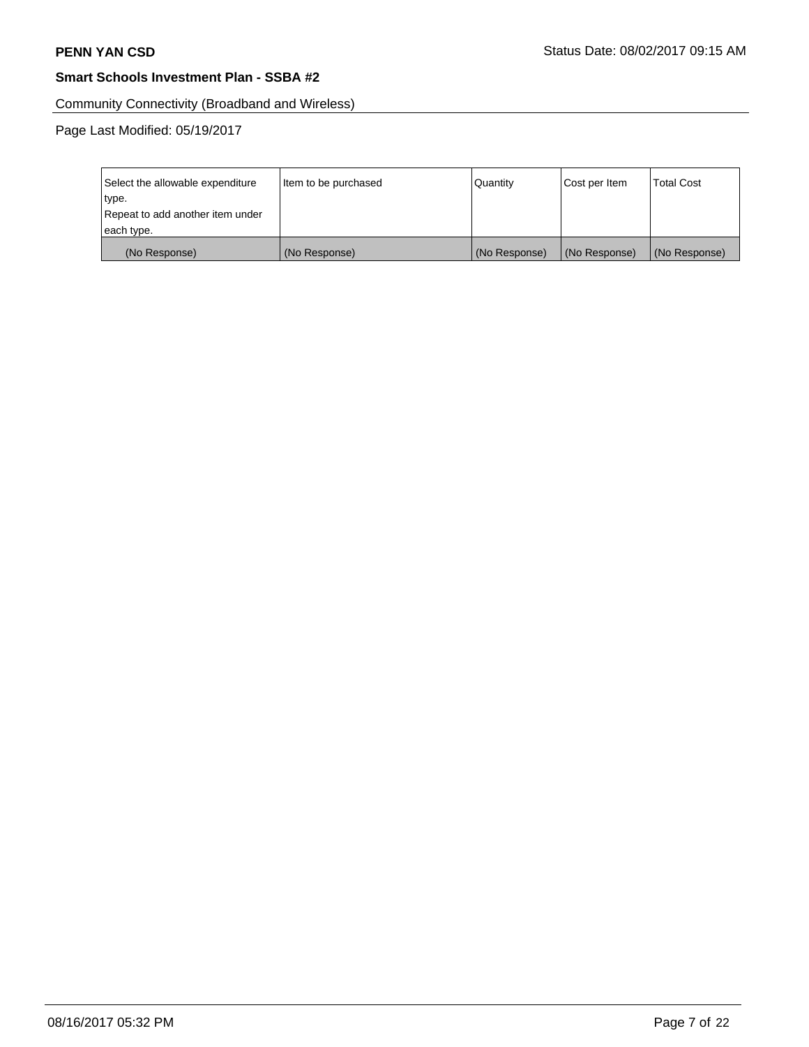Community Connectivity (Broadband and Wireless)

Page Last Modified: 05/19/2017

| Select the allowable expenditure type. Repeat to add another item under each type. | Item to be purchased | Quantity | Cost per Item | Total Cost |
|---|---|---|---|---|
| (No Response) | (No Response) | (No Response) | (No Response) | (No Response) |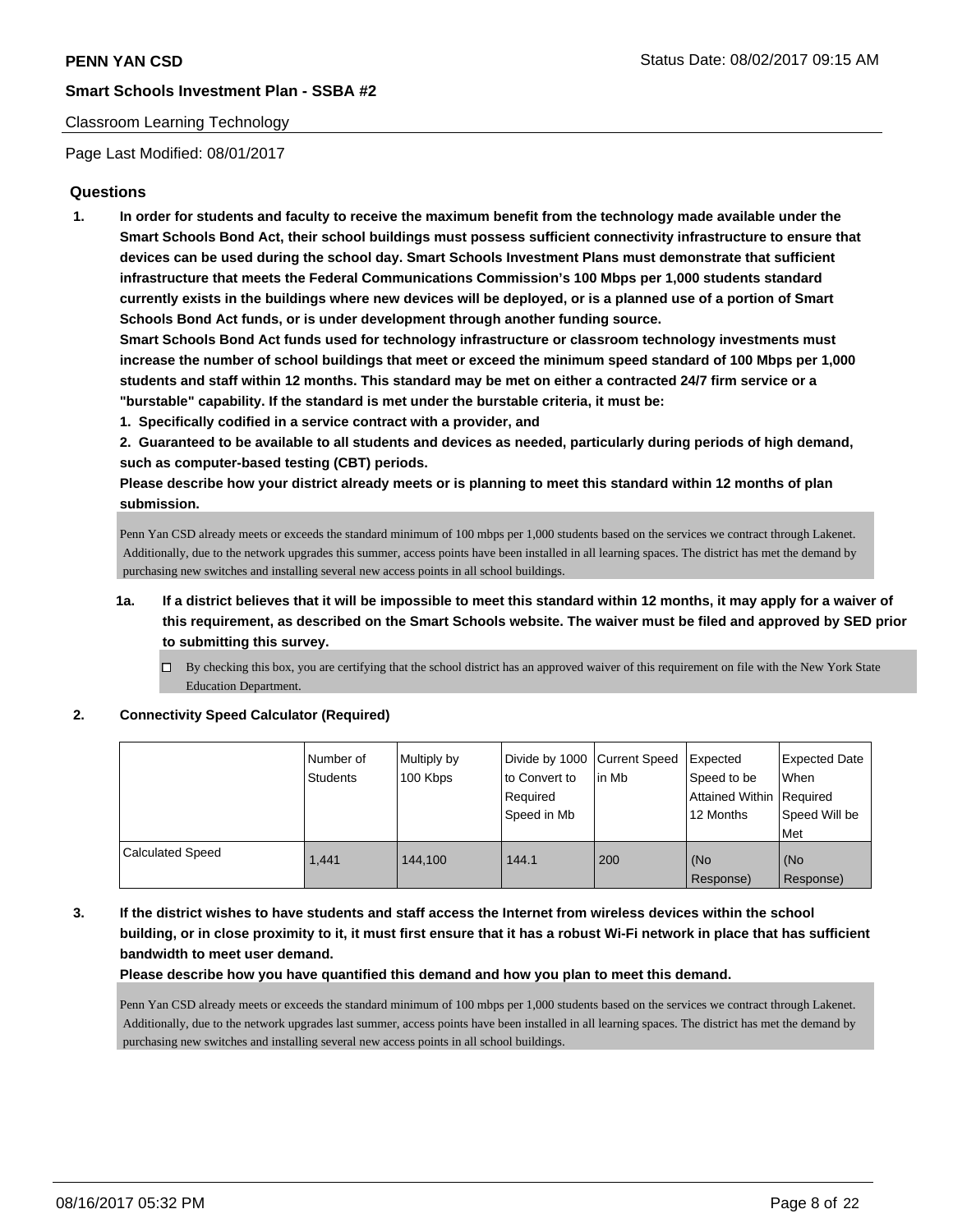Classroom Learning Technology

Page Last Modified: 08/01/2017

## Questions

1. **In order for students and faculty to receive the maximum benefit from the technology made available under the Smart Schools Bond Act, their school buildings must possess sufficient connectivity infrastructure to ensure that devices can be used during the school day. Smart Schools Investment Plans must demonstrate that sufficient infrastructure that meets the Federal Communications Commission's 100 Mbps per 1,000 students standard currently exists in the buildings where new devices will be deployed, or is a planned use of a portion of Smart Schools Bond Act funds, or is under development through another funding source.**

   **Smart Schools Bond Act funds used for technology infrastructure or classroom technology investments must increase the number of school buildings that meet or exceed the minimum speed standard of 100 Mbps per 1,000 students and staff within 12 months. This standard may be met on either a contracted 24/7 firm service or a "burstable" capability. If the standard is met under the burstable criteria, it must be:**

   **1. Specifically codified in a service contract with a provider, and**

   **2. Guaranteed to be available to all students and devices as needed, particularly during periods of high demand, such as computer-based testing (CBT) periods.**

   **Please describe how your district already meets or is planning to meet this standard within 12 months of plan submission.**

   Penn Yan CSD already meets or exceeds the standard minimum of 100 mbps per 1,000 students based on the services we contract through Lakenet. Additionally, due to the network upgrades this summer, access points have been installed in all learning spaces. The district has met the demand by purchasing new switches and installing several new access points in all school buildings.

   1a. **If a district believes that it will be impossible to meet this standard within 12 months, it may apply for a waiver of this requirement, as described on the Smart Schools website. The waiver must be filed and approved by SED prior to submitting this survey.**

   ☐ By checking this box, you are certifying that the school district has an approved waiver of this requirement on file with the New York State Education Department.

2. **Connectivity Speed Calculator (Required)**

|  | Number of Students | Multiply by 100 Kbps | Divide by 1000 to Convert to Required Speed in Mb | Current Speed in Mb | Expected Speed to be Attained Within 12 Months | Expected Date When Required Speed Will be Met |
|---|---|---|---|---|---|---|
| Calculated Speed | 1,441 | 144,100 | 144.1 | 200 | (No Response) | (No Response) |

3. **If the district wishes to have students and staff access the Internet from wireless devices within the school building, or in close proximity to it, it must first ensure that it has a robust Wi-Fi network in place that has sufficient bandwidth to meet user demand.**

   **Please describe how you have quantified this demand and how you plan to meet this demand.**

   Penn Yan CSD already meets or exceeds the standard minimum of 100 mbps per 1,000 students based on the services we contract through Lakenet. Additionally, due to the network upgrades last summer, access points have been installed in all learning spaces. The district has met the demand by purchasing new switches and installing several new access points in all school buildings.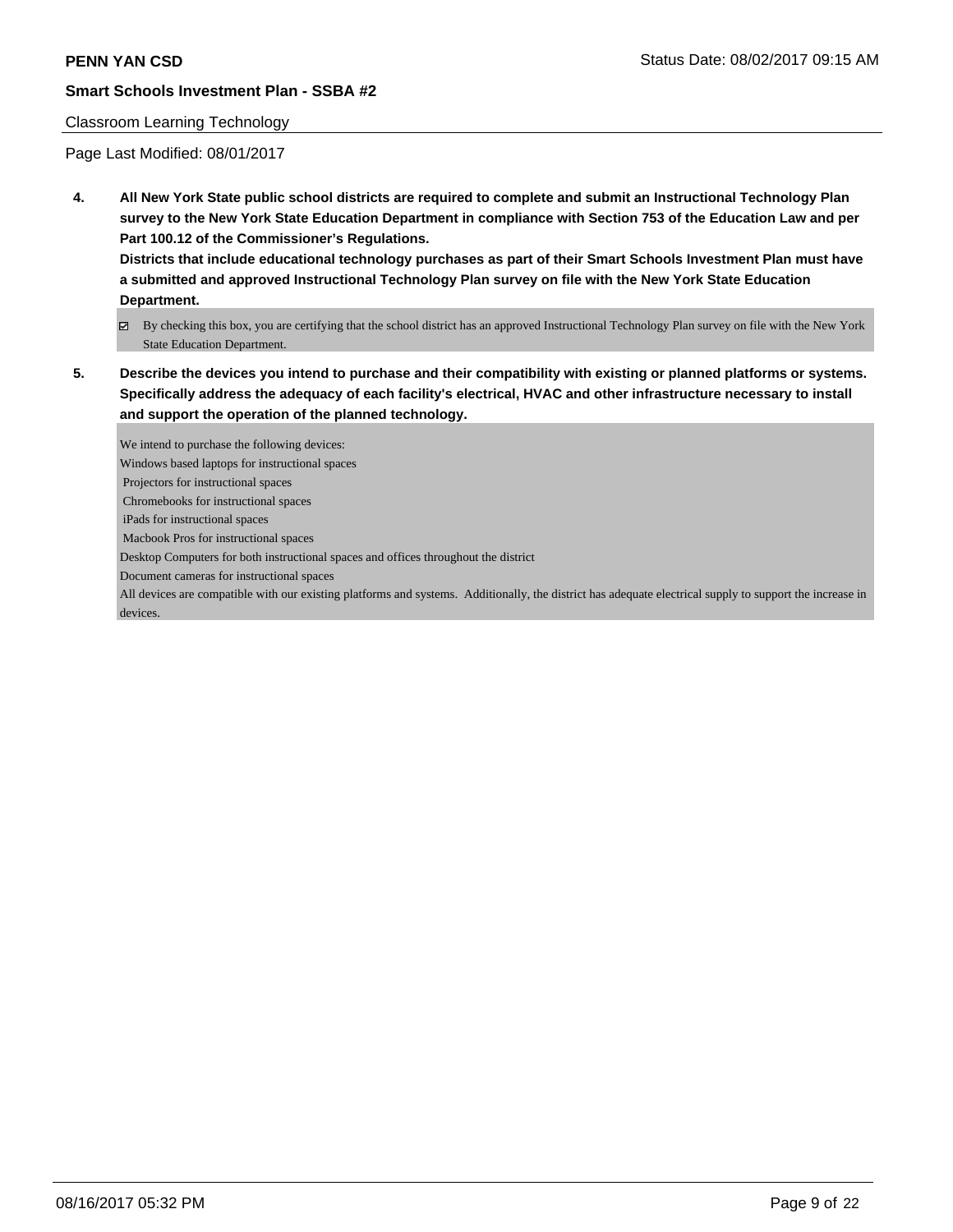Classroom Learning Technology

Page Last Modified: 08/01/2017

**4. All New York State public school districts are required to complete and submit an Instructional Technology Plan survey to the New York State Education Department in compliance with Section 753 of the Education Law and per Part 100.12 of the Commissioner's Regulations.**

**Districts that include educational technology purchases as part of their Smart Schools Investment Plan must have a submitted and approved Instructional Technology Plan survey on file with the New York State Education Department.**

☑ By checking this box, you are certifying that the school district has an approved Instructional Technology Plan survey on file with the New York State Education Department.

**5. Describe the devices you intend to purchase and their compatibility with existing or planned platforms or systems. Specifically address the adequacy of each facility's electrical, HVAC and other infrastructure necessary to install and support the operation of the planned technology.**

We intend to purchase the following devices:

Windows based laptops for instructional spaces

Projectors for instructional spaces

Chromebooks for instructional spaces

iPads for instructional spaces

Macbook Pros for instructional spaces

Desktop Computers for both instructional spaces and offices throughout the district

Document cameras for instructional spaces

All devices are compatible with our existing platforms and systems. Additionally, the district has adequate electrical supply to support the increase in devices.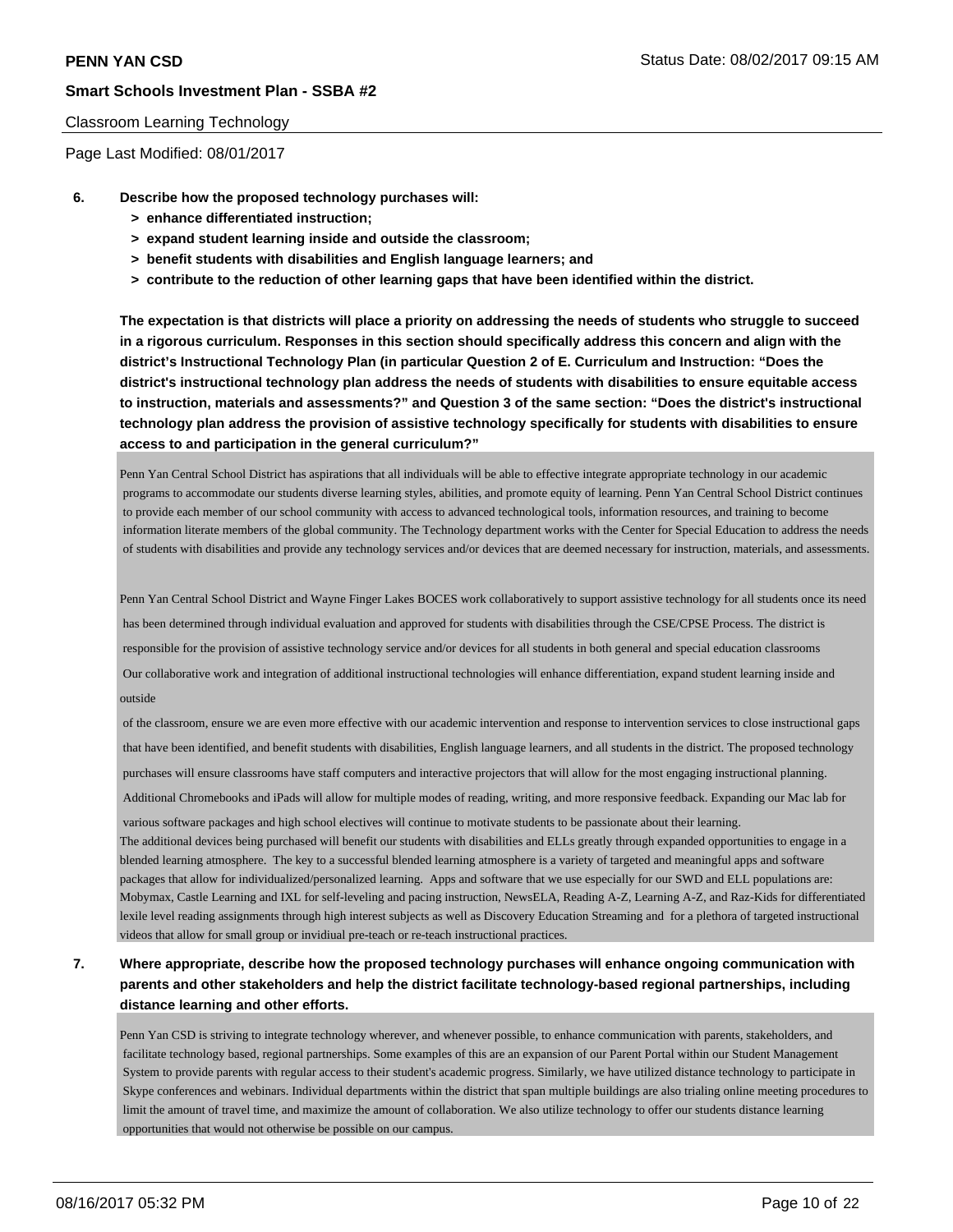Classroom Learning Technology

Page Last Modified: 08/01/2017

**6. Describe how the proposed technology purchases will:**

- **> enhance differentiated instruction;**
- **> expand student learning inside and outside the classroom;**
- **> benefit students with disabilities and English language learners; and**
- **> contribute to the reduction of other learning gaps that have been identified within the district.**

**The expectation is that districts will place a priority on addressing the needs of students who struggle to succeed in a rigorous curriculum. Responses in this section should specifically address this concern and align with the district's Instructional Technology Plan (in particular Question 2 of E. Curriculum and Instruction: "Does the district's instructional technology plan address the needs of students with disabilities to ensure equitable access to instruction, materials and assessments?" and Question 3 of the same section: "Does the district's instructional technology plan address the provision of assistive technology specifically for students with disabilities to ensure access to and participation in the general curriculum?"**

Penn Yan Central School District has aspirations that all individuals will be able to effective integrate appropriate technology in our academic programs to accommodate our students diverse learning styles, abilities, and promote equity of learning. Penn Yan Central School District continues to provide each member of our school community with access to advanced technological tools, information resources, and training to become information literate members of the global community. The Technology department works with the Center for Special Education to address the needs of students with disabilities and provide any technology services and/or devices that are deemed necessary for instruction, materials, and assessments.

Penn Yan Central School District and Wayne Finger Lakes BOCES work collaboratively to support assistive technology for all students once its need has been determined through individual evaluation and approved for students with disabilities through the CSE/CPSE Process. The district is responsible for the provision of assistive technology service and/or devices for all students in both general and special education classrooms Our collaborative work and integration of additional instructional technologies will enhance differentiation, expand student learning inside and outside

of the classroom, ensure we are even more effective with our academic intervention and response to intervention services to close instructional gaps that have been identified, and benefit students with disabilities, English language learners, and all students in the district. The proposed technology purchases will ensure classrooms have staff computers and interactive projectors that will allow for the most engaging instructional planning. Additional Chromebooks and iPads will allow for multiple modes of reading, writing, and more responsive feedback. Expanding our Mac lab for various software packages and high school electives will continue to motivate students to be passionate about their learning.
The additional devices being purchased will benefit our students with disabilities and ELLs greatly through expanded opportunities to engage in a blended learning atmosphere. The key to a successful blended learning atmosphere is a variety of targeted and meaningful apps and software packages that allow for individualized/personalized learning. Apps and software that we use especially for our SWD and ELL populations are: Mobymax, Castle Learning and IXL for self-leveling and pacing instruction, NewsELA, Reading A-Z, Learning A-Z, and Raz-Kids for differentiated lexile level reading assignments through high interest subjects as well as Discovery Education Streaming and for a plethora of targeted instructional videos that allow for small group or invidiual pre-teach or re-teach instructional practices.

**7. Where appropriate, describe how the proposed technology purchases will enhance ongoing communication with parents and other stakeholders and help the district facilitate technology-based regional partnerships, including distance learning and other efforts.**

Penn Yan CSD is striving to integrate technology wherever, and whenever possible, to enhance communication with parents, stakeholders, and facilitate technology based, regional partnerships. Some examples of this are an expansion of our Parent Portal within our Student Management System to provide parents with regular access to their student's academic progress. Similarly, we have utilized distance technology to participate in Skype conferences and webinars. Individual departments within the district that span multiple buildings are also trialing online meeting procedures to limit the amount of travel time, and maximize the amount of collaboration. We also utilize technology to offer our students distance learning opportunities that would not otherwise be possible on our campus.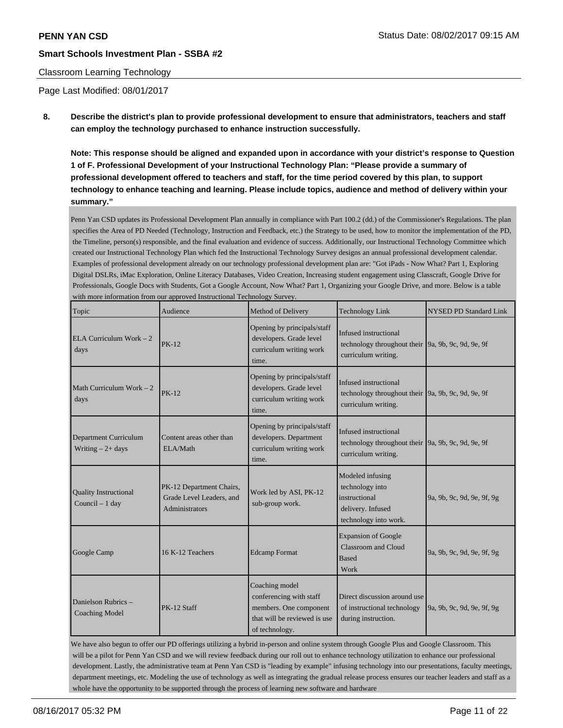Classroom Learning Technology

Page Last Modified: 08/01/2017

**8. Describe the district's plan to provide professional development to ensure that administrators, teachers and staff can employ the technology purchased to enhance instruction successfully.**

**Note: This response should be aligned and expanded upon in accordance with your district's response to Question 1 of F. Professional Development of your Instructional Technology Plan: "Please provide a summary of professional development offered to teachers and staff, for the time period covered by this plan, to support technology to enhance teaching and learning. Please include topics, audience and method of delivery within your summary."**

Penn Yan CSD updates its Professional Development Plan annually in compliance with Part 100.2 (dd.) of the Commissioner's Regulations. The plan specifies the Area of PD Needed (Technology, Instruction and Feedback, etc.) the Strategy to be used, how to monitor the implementation of the PD, the Timeline, person(s) responsible, and the final evaluation and evidence of success. Additionally, our Instructional Technology Committee which created our Instructional Technology Plan which fed the Instructional Technology Survey designs an annual professional development calendar. Examples of professional development already on our technology professional development plan are: "Got iPads - Now What? Part 1, Exploring Digital DSLRs, iMac Exploration, Online Literacy Databases, Video Creation, Increasing student engagement using Classcraft, Google Drive for Professionals, Google Docs with Students, Got a Google Account, Now What? Part 1, Organizing your Google Drive, and more. Below is a table with more information from our approved Instructional Technology Survey.

| Topic | Audience | Method of Delivery | Technology Link | NYSED PD Standard Link |
|---|---|---|---|---|
| ELA Curriculum Work – 2 days | PK-12 | Opening by principals/staff developers. Grade level curriculum writing work time. | Infused instructional technology throughout their curriculum writing. | 9a, 9b, 9c, 9d, 9e, 9f |
| Math Curriculum Work – 2 days | PK-12 | Opening by principals/staff developers. Grade level curriculum writing work time. | Infused instructional technology throughout their curriculum writing. | 9a, 9b, 9c, 9d, 9e, 9f |
| Department Curriculum Writing – 2+ days | Content areas other than ELA/Math | Opening by principals/staff developers. Department curriculum writing work time. | Infused instructional technology throughout their curriculum writing. | 9a, 9b, 9c, 9d, 9e, 9f |
| Quality Instructional Council – 1 day | PK-12 Department Chairs, Grade Level Leaders, and Administrators | Work led by ASI, PK-12 sub-group work. | Modeled infusing technology into instructional delivery. Infused technology into work. | 9a, 9b, 9c, 9d, 9e, 9f, 9g |
| Google Camp | 16 K-12 Teachers | Edcamp Format | Expansion of Google Classroom and Cloud Based Work | 9a, 9b, 9c, 9d, 9e, 9f, 9g |
| Danielson Rubrics – Coaching Model | PK-12 Staff | Coaching model conferencing with staff members. One component that will be reviewed is use of technology. | Direct discussion around use of instructional technology during instruction. | 9a, 9b, 9c, 9d, 9e, 9f, 9g |

We have also begun to offer our PD offerings utilizing a hybrid in-person and online system through Google Plus and Google Classroom. This will be a pilot for Penn Yan CSD and we will review feedback during our roll out to enhance technology utilization to enhance our professional development. Lastly, the administrative team at Penn Yan CSD is "leading by example" infusing technology into our presentations, faculty meetings, department meetings, etc. Modeling the use of technology as well as integrating the gradual release process ensures our teacher leaders and staff as a whole have the opportunity to be supported through the process of learning new software and hardware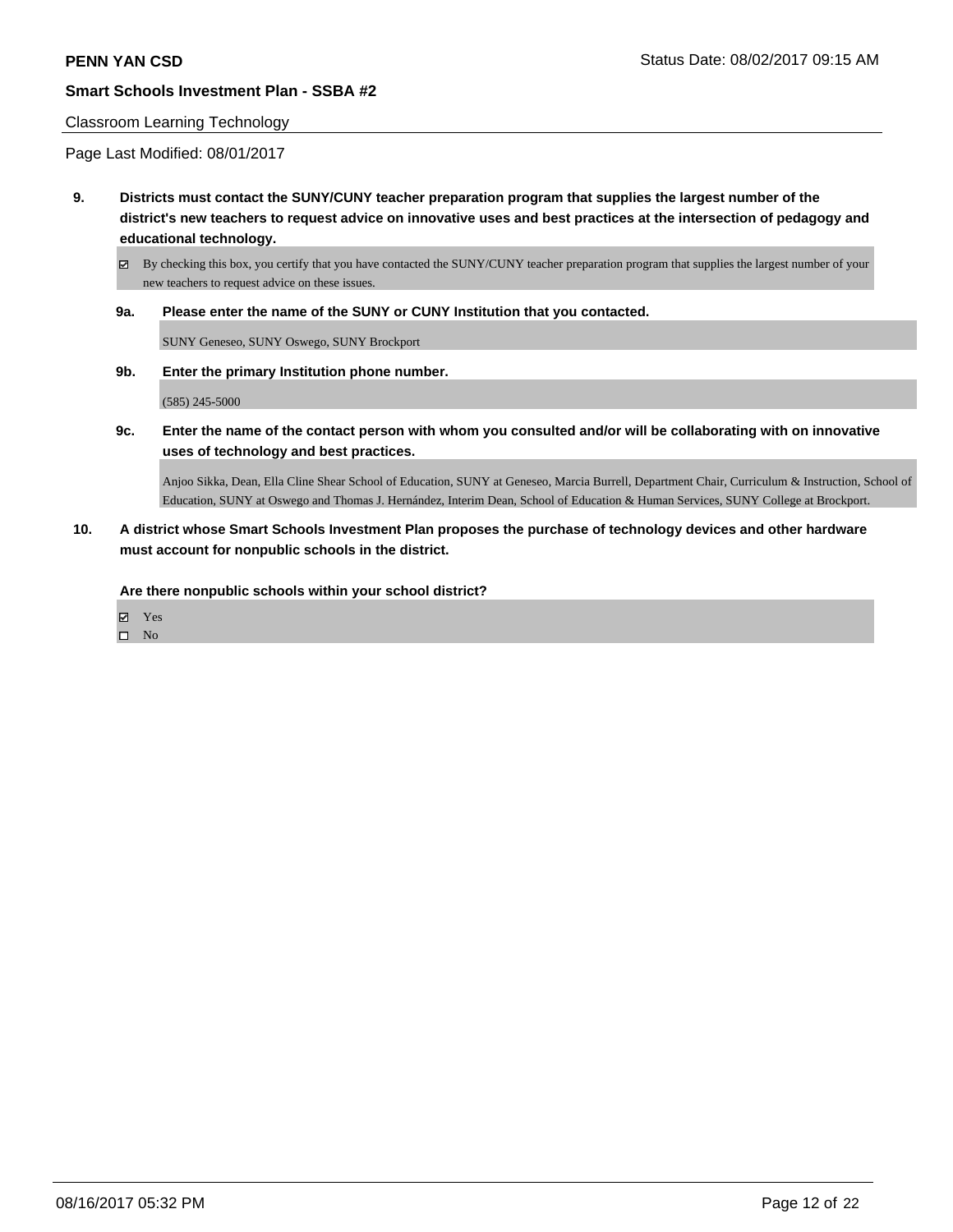Classroom Learning Technology

Page Last Modified: 08/01/2017

**9. Districts must contact the SUNY/CUNY teacher preparation program that supplies the largest number of the district's new teachers to request advice on innovative uses and best practices at the intersection of pedagogy and educational technology.**

☑ By checking this box, you certify that you have contacted the SUNY/CUNY teacher preparation program that supplies the largest number of your new teachers to request advice on these issues.

**9a. Please enter the name of the SUNY or CUNY Institution that you contacted.**

SUNY Geneseo, SUNY Oswego, SUNY Brockport

**9b. Enter the primary Institution phone number.**

(585) 245-5000

**9c. Enter the name of the contact person with whom you consulted and/or will be collaborating with on innovative uses of technology and best practices.**

Anjoo Sikka, Dean, Ella Cline Shear School of Education, SUNY at Geneseo, Marcia Burrell, Department Chair, Curriculum & Instruction, School of Education, SUNY at Oswego and Thomas J. Hernández, Interim Dean, School of Education & Human Services, SUNY College at Brockport.

**10. A district whose Smart Schools Investment Plan proposes the purchase of technology devices and other hardware must account for nonpublic schools in the district.**

**Are there nonpublic schools within your school district?**

☑ Yes
☐ No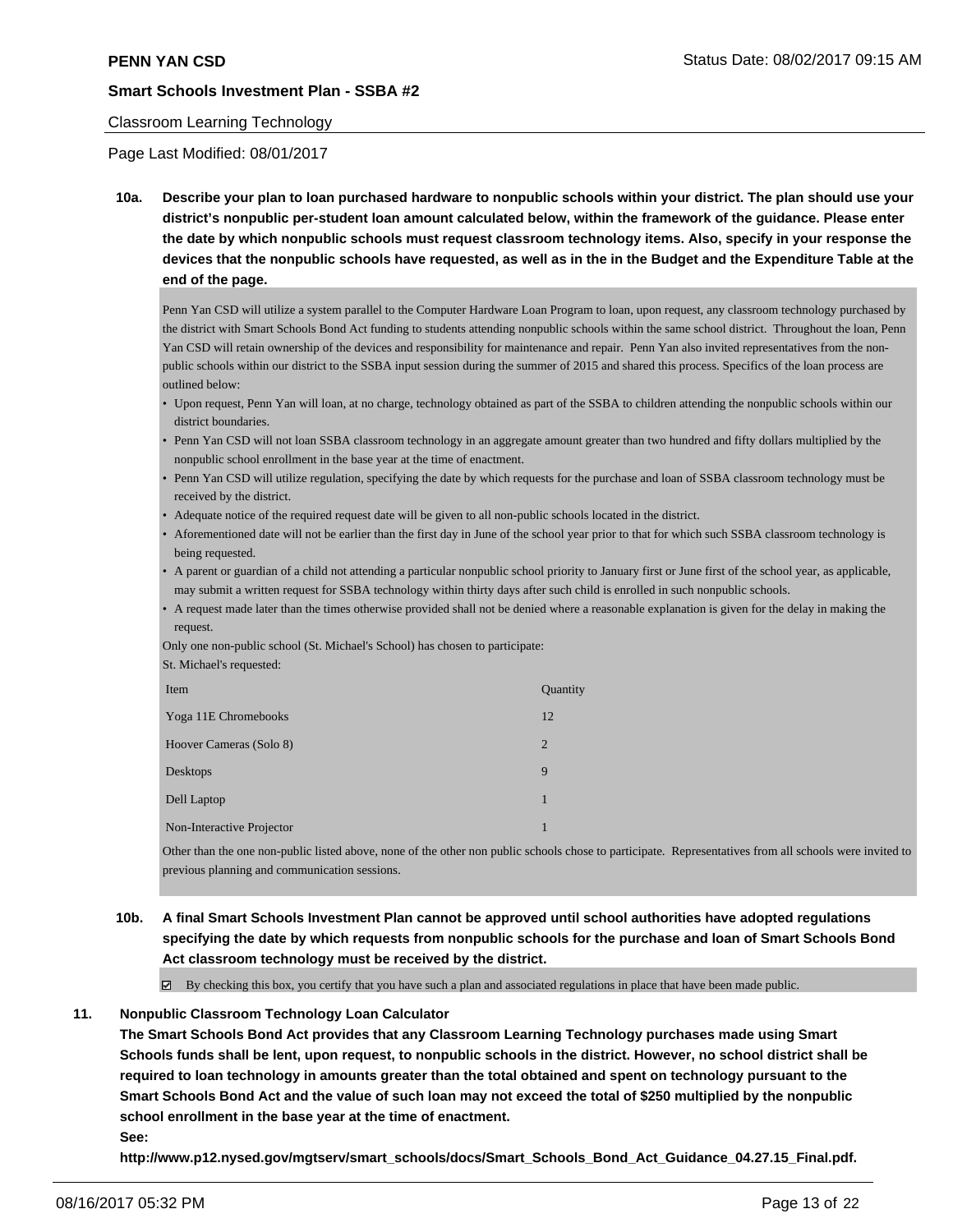**Classroom Learning Technology**

Page Last Modified: 08/01/2017

**10a. Describe your plan to loan purchased hardware to nonpublic schools within your district. The plan should use your district's nonpublic per-student loan amount calculated below, within the framework of the guidance. Please enter the date by which nonpublic schools must request classroom technology items. Also, specify in your response the devices that the nonpublic schools have requested, as well as in the in the Budget and the Expenditure Table at the end of the page.**

Penn Yan CSD will utilize a system parallel to the Computer Hardware Loan Program to loan, upon request, any classroom technology purchased by the district with Smart Schools Bond Act funding to students attending nonpublic schools within the same school district. Throughout the loan, Penn Yan CSD will retain ownership of the devices and responsibility for maintenance and repair. Penn Yan also invited representatives from the non-public schools within our district to the SSBA input session during the summer of 2015 and shared this process. Specifics of the loan process are outlined below:

- Upon request, Penn Yan will loan, at no charge, technology obtained as part of the SSBA to children attending the nonpublic schools within our district boundaries.
- Penn Yan CSD will not loan SSBA classroom technology in an aggregate amount greater than two hundred and fifty dollars multiplied by the nonpublic school enrollment in the base year at the time of enactment.
- Penn Yan CSD will utilize regulation, specifying the date by which requests for the purchase and loan of SSBA classroom technology must be received by the district.
- Adequate notice of the required request date will be given to all non-public schools located in the district.
- Aforementioned date will not be earlier than the first day in June of the school year prior to that for which such SSBA classroom technology is being requested.
- A parent or guardian of a child not attending a particular nonpublic school priority to January first or June first of the school year, as applicable, may submit a written request for SSBA technology within thirty days after such child is enrolled in such nonpublic schools.
- A request made later than the times otherwise provided shall not be denied where a reasonable explanation is given for the delay in making the request.

Only one non-public school (St. Michael's School) has chosen to participate:

St. Michael's requested:

| Item | Quantity |
|---|---|
| Yoga 11E Chromebooks | 12 |
| Hoover Cameras (Solo 8) | 2 |
| Desktops | 9 |
| Dell Laptop | 1 |
| Non-Interactive Projector | 1 |

Other than the one non-public listed above, none of the other non public schools chose to participate. Representatives from all schools were invited to previous planning and communication sessions.

**10b. A final Smart Schools Investment Plan cannot be approved until school authorities have adopted regulations specifying the date by which requests from nonpublic schools for the purchase and loan of Smart Schools Bond Act classroom technology must be received by the district.**

☑ By checking this box, you certify that you have such a plan and associated regulations in place that have been made public.

**11. Nonpublic Classroom Technology Loan Calculator**

**The Smart Schools Bond Act provides that any Classroom Learning Technology purchases made using Smart Schools funds shall be lent, upon request, to nonpublic schools in the district. However, no school district shall be required to loan technology in amounts greater than the total obtained and spent on technology pursuant to the Smart Schools Bond Act and the value of such loan may not exceed the total of $250 multiplied by the nonpublic school enrollment in the base year at the time of enactment.**

**See:**

**http://www.p12.nysed.gov/mgtserv/smart_schools/docs/Smart_Schools_Bond_Act_Guidance_04.27.15_Final.pdf.**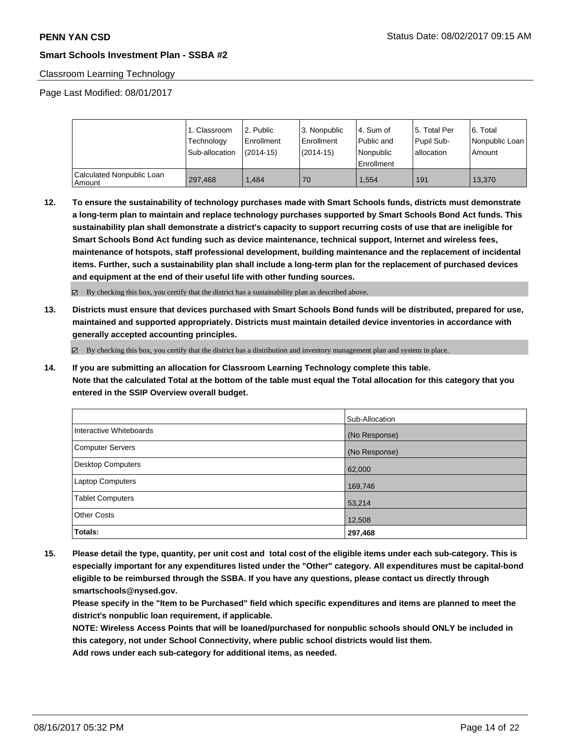Classroom Learning Technology

Page Last Modified: 08/01/2017

| | 1. Classroom Technology Sub-allocation | 2. Public Enrollment (2014-15) | 3. Nonpublic Enrollment (2014-15) | 4. Sum of Public and Nonpublic Enrollment | 5. Total Per Pupil Sub-allocation | 6. Total Nonpublic Loan Amount |
|---|---|---|---|---|---|---|
| Calculated Nonpublic Loan Amount | 297,468 | 1,484 | 70 | 1,554 | 191 | 13,370 |

**12. To ensure the sustainability of technology purchases made with Smart Schools funds, districts must demonstrate a long-term plan to maintain and replace technology purchases supported by Smart Schools Bond Act funds. This sustainability plan shall demonstrate a district's capacity to support recurring costs of use that are ineligible for Smart Schools Bond Act funding such as device maintenance, technical support, Internet and wireless fees, maintenance of hotspots, staff professional development, building maintenance and the replacement of incidental items. Further, such a sustainability plan shall include a long-term plan for the replacement of purchased devices and equipment at the end of their useful life with other funding sources.**

☑ By checking this box, you certify that the district has a sustainability plan as described above.

**13. Districts must ensure that devices purchased with Smart Schools Bond funds will be distributed, prepared for use, maintained and supported appropriately. Districts must maintain detailed device inventories in accordance with generally accepted accounting principles.**

☑ By checking this box, you certify that the district has a distribution and inventory management plan and system in place.

**14. If you are submitting an allocation for Classroom Learning Technology complete this table. Note that the calculated Total at the bottom of the table must equal the Total allocation for this category that you entered in the SSIP Overview overall budget.**

| | Sub-Allocation |
|---|---|
| Interactive Whiteboards | (No Response) |
| Computer Servers | (No Response) |
| Desktop Computers | 62,000 |
| Laptop Computers | 169,746 |
| Tablet Computers | 53,214 |
| Other Costs | 12,508 |
| **Totals:** | **297,468** |

**15. Please detail the type, quantity, per unit cost and total cost of the eligible items under each sub-category. This is especially important for any expenditures listed under the "Other" category. All expenditures must be capital-bond eligible to be reimbursed through the SSBA. If you have any questions, please contact us directly through smartschools@nysed.gov.**

**Please specify in the "Item to be Purchased" field which specific expenditures and items are planned to meet the district's nonpublic loan requirement, if applicable.**

**NOTE: Wireless Access Points that will be loaned/purchased for nonpublic schools should ONLY be included in this category, not under School Connectivity, where public school districts would list them.**

**Add rows under each sub-category for additional items, as needed.**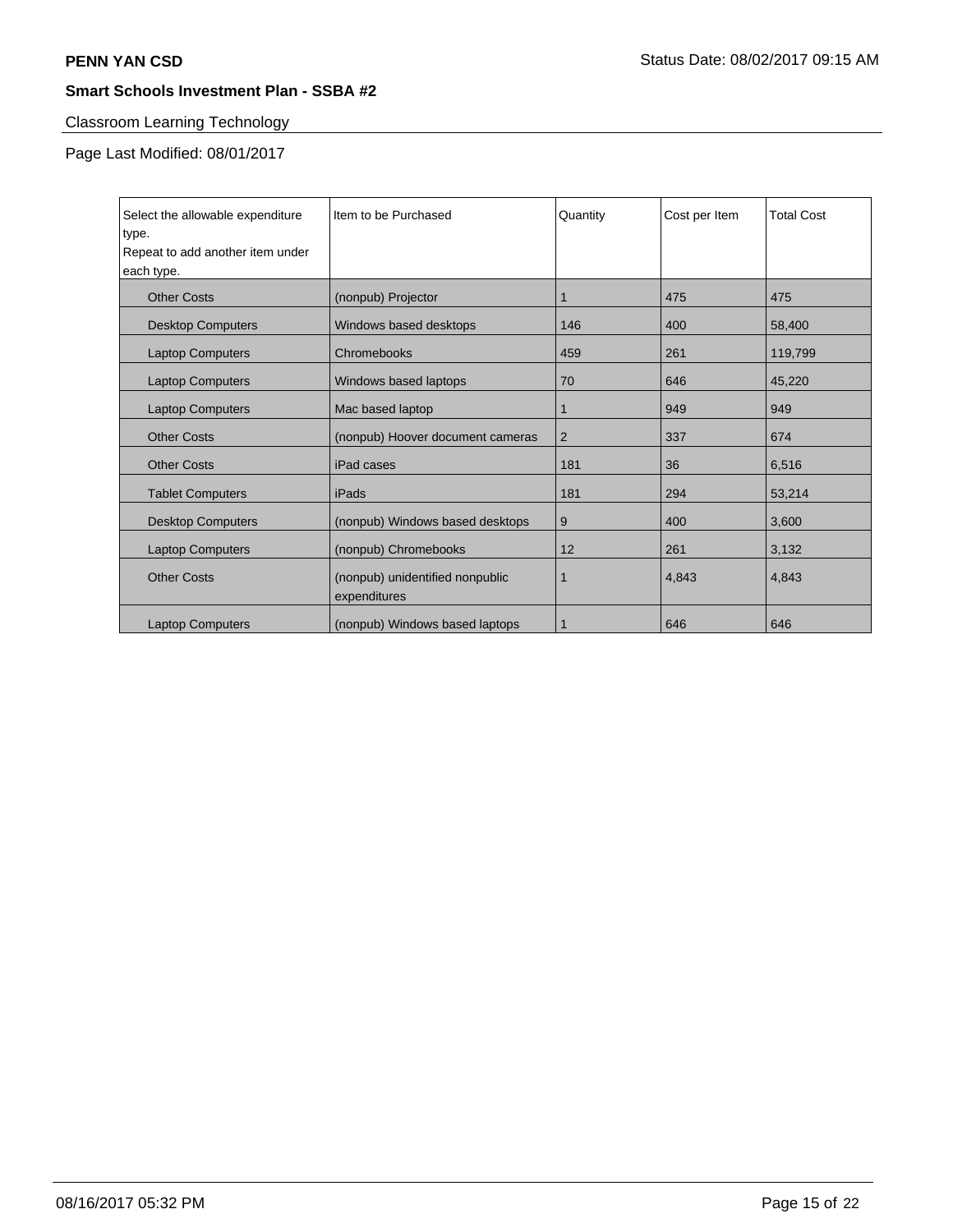**PENN YAN CSD** Status Date: 08/02/2017 09:15 AM

**Smart Schools Investment Plan - SSBA #2**

## Classroom Learning Technology

Page Last Modified: 08/01/2017

| Select the allowable expenditure type. Repeat to add another item under each type. | Item to be Purchased | Quantity | Cost per Item | Total Cost |
|---|---|---|---|---|
| Other Costs | (nonpub) Projector | 1 | 475 | 475 |
| Desktop Computers | Windows based desktops | 146 | 400 | 58,400 |
| Laptop Computers | Chromebooks | 459 | 261 | 119,799 |
| Laptop Computers | Windows based laptops | 70 | 646 | 45,220 |
| Laptop Computers | Mac based laptop | 1 | 949 | 949 |
| Other Costs | (nonpub) Hoover document cameras | 2 | 337 | 674 |
| Other Costs | iPad cases | 181 | 36 | 6,516 |
| Tablet Computers | iPads | 181 | 294 | 53,214 |
| Desktop Computers | (nonpub) Windows based desktops | 9 | 400 | 3,600 |
| Laptop Computers | (nonpub) Chromebooks | 12 | 261 | 3,132 |
| Other Costs | (nonpub) unidentified nonpublic expenditures | 1 | 4,843 | 4,843 |
| Laptop Computers | (nonpub) Windows based laptops | 1 | 646 | 646 |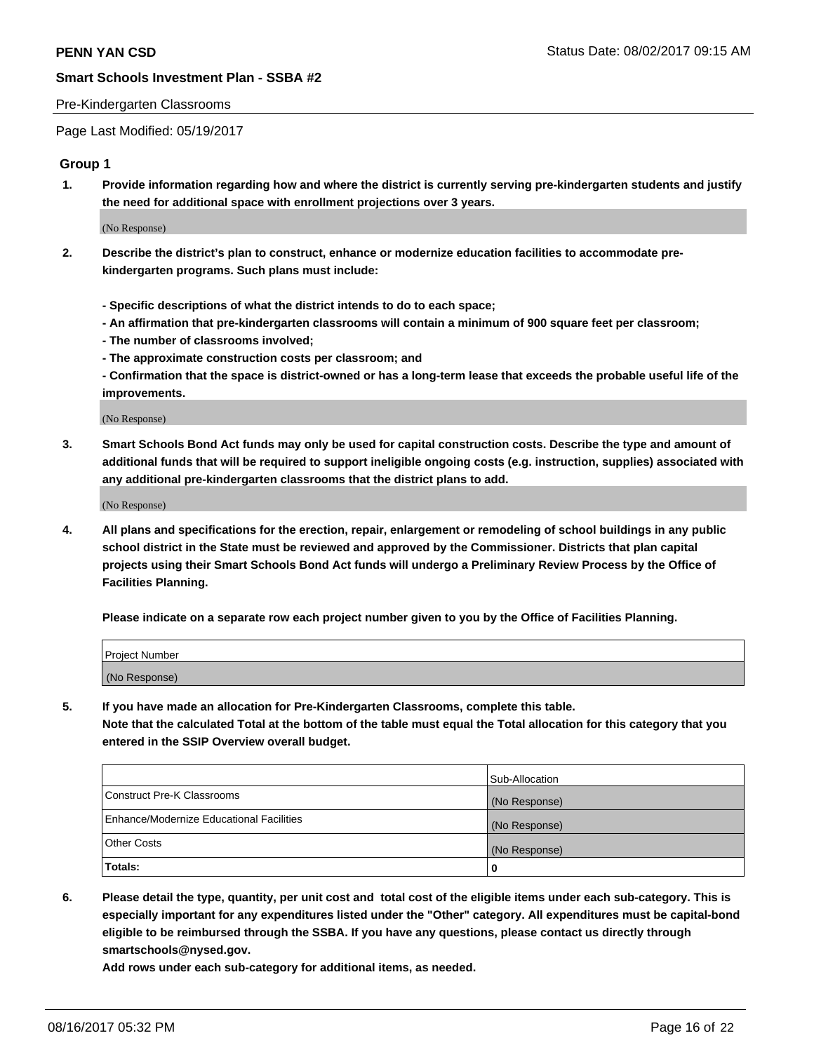Pre-Kindergarten Classrooms

Page Last Modified: 05/19/2017

## Group 1

**1. Provide information regarding how and where the district is currently serving pre-kindergarten students and justify the need for additional space with enrollment projections over 3 years.**

(No Response)

**2. Describe the district's plan to construct, enhance or modernize education facilities to accommodate pre-kindergarten programs. Such plans must include:**

**- Specific descriptions of what the district intends to do to each space;**
**- An affirmation that pre-kindergarten classrooms will contain a minimum of 900 square feet per classroom;**
**- The number of classrooms involved;**
**- The approximate construction costs per classroom; and**
**- Confirmation that the space is district-owned or has a long-term lease that exceeds the probable useful life of the improvements.**

(No Response)

**3. Smart Schools Bond Act funds may only be used for capital construction costs. Describe the type and amount of additional funds that will be required to support ineligible ongoing costs (e.g. instruction, supplies) associated with any additional pre-kindergarten classrooms that the district plans to add.**

(No Response)

**4. All plans and specifications for the erection, repair, enlargement or remodeling of school buildings in any public school district in the State must be reviewed and approved by the Commissioner. Districts that plan capital projects using their Smart Schools Bond Act funds will undergo a Preliminary Review Process by the Office of Facilities Planning.**

**Please indicate on a separate row each project number given to you by the Office of Facilities Planning.**

| Project Number |
| --- |
| (No Response) |

**5. If you have made an allocation for Pre-Kindergarten Classrooms, complete this table.**
**Note that the calculated Total at the bottom of the table must equal the Total allocation for this category that you entered in the SSIP Overview overall budget.**

| | Sub-Allocation |
| --- | --- |
| Construct Pre-K Classrooms | (No Response) |
| Enhance/Modernize Educational Facilities | (No Response) |
| Other Costs | (No Response) |
| **Totals:** | **0** |

**6. Please detail the type, quantity, per unit cost and total cost of the eligible items under each sub-category. This is especially important for any expenditures listed under the "Other" category. All expenditures must be capital-bond eligible to be reimbursed through the SSBA. If you have any questions, please contact us directly through smartschools@nysed.gov.**

**Add rows under each sub-category for additional items, as needed.**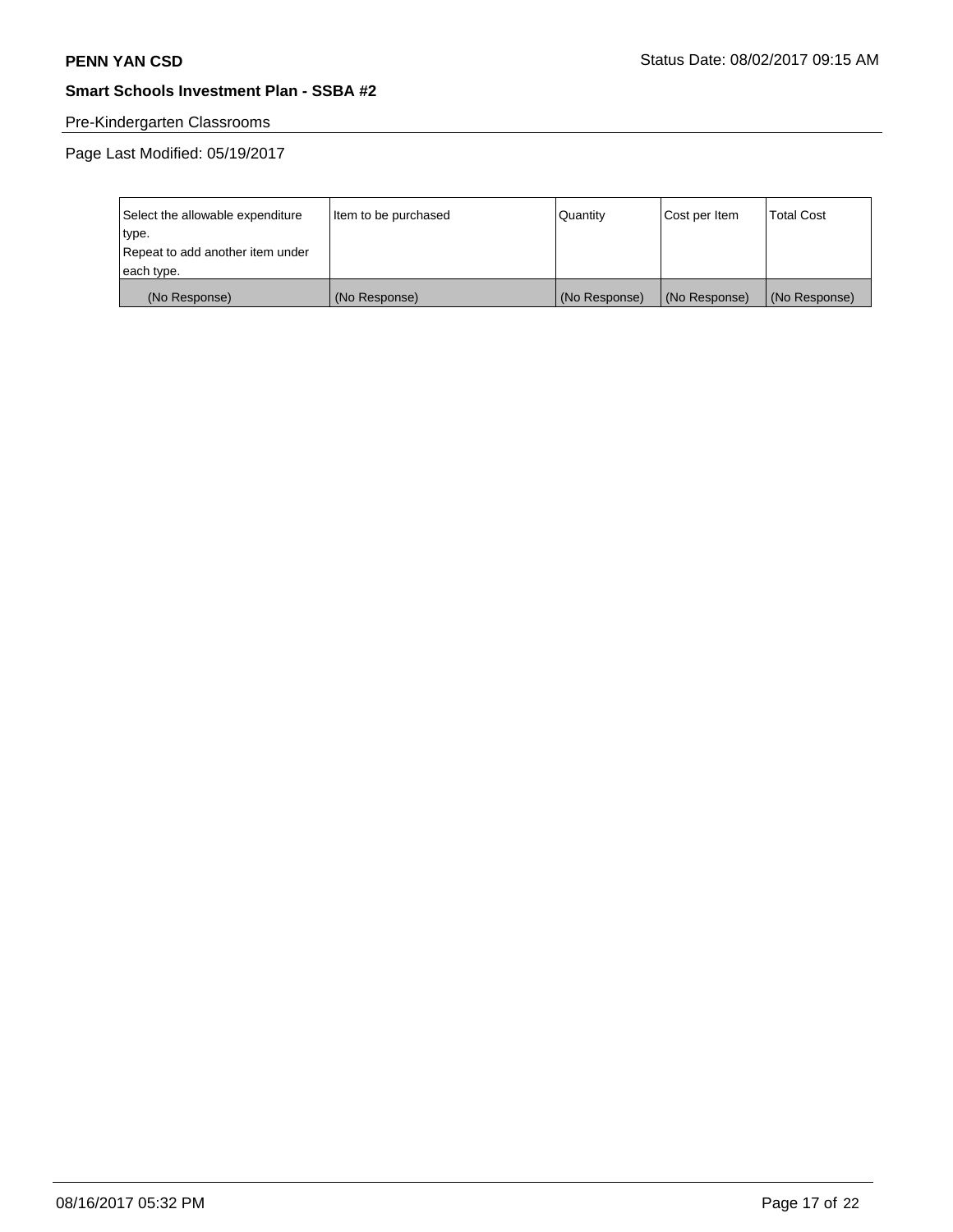## Pre-Kindergarten Classrooms

Page Last Modified: 05/19/2017

| Select the allowable expenditure type. Repeat to add another item under each type. | Item to be purchased | Quantity | Cost per Item | Total Cost |
| --- | --- | --- | --- | --- |
| (No Response) | (No Response) | (No Response) | (No Response) | (No Response) |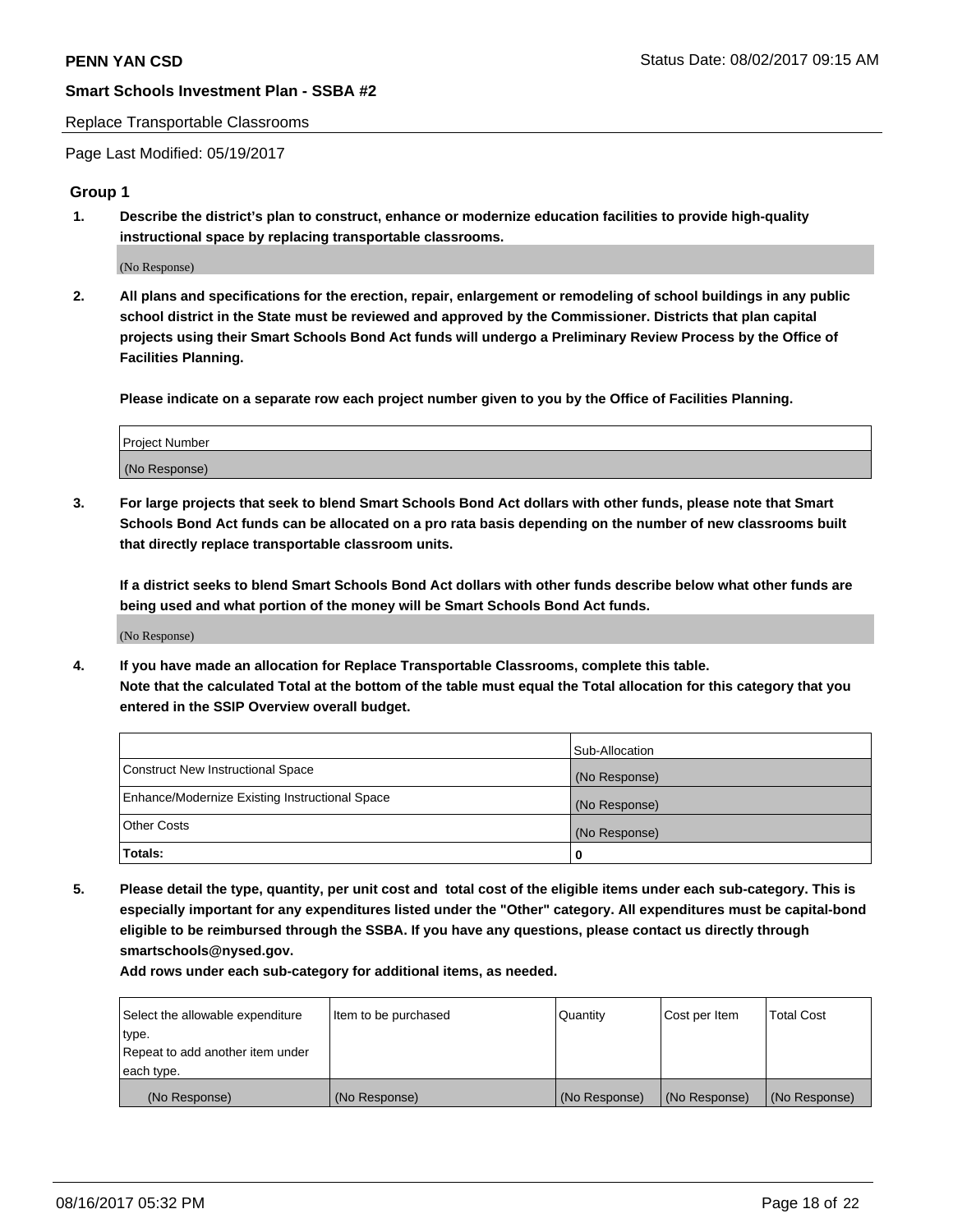Replace Transportable Classrooms

Page Last Modified: 05/19/2017

## Group 1

**1. Describe the district's plan to construct, enhance or modernize education facilities to provide high-quality instructional space by replacing transportable classrooms.**

(No Response)

**2. All plans and specifications for the erection, repair, enlargement or remodeling of school buildings in any public school district in the State must be reviewed and approved by the Commissioner. Districts that plan capital projects using their Smart Schools Bond Act funds will undergo a Preliminary Review Process by the Office of Facilities Planning.**

**Please indicate on a separate row each project number given to you by the Office of Facilities Planning.**

| Project Number |
| --- |
| (No Response) |

**3. For large projects that seek to blend Smart Schools Bond Act dollars with other funds, please note that Smart Schools Bond Act funds can be allocated on a pro rata basis depending on the number of new classrooms built that directly replace transportable classroom units.**

**If a district seeks to blend Smart Schools Bond Act dollars with other funds describe below what other funds are being used and what portion of the money will be Smart Schools Bond Act funds.**

(No Response)

**4. If you have made an allocation for Replace Transportable Classrooms, complete this table. Note that the calculated Total at the bottom of the table must equal the Total allocation for this category that you entered in the SSIP Overview overall budget.**

| | Sub-Allocation |
| --- | --- |
| Construct New Instructional Space | (No Response) |
| Enhance/Modernize Existing Instructional Space | (No Response) |
| Other Costs | (No Response) |
| **Totals:** | **0** |

**5. Please detail the type, quantity, per unit cost and total cost of the eligible items under each sub-category. This is especially important for any expenditures listed under the "Other" category. All expenditures must be capital-bond eligible to be reimbursed through the SSBA. If you have any questions, please contact us directly through smartschools@nysed.gov.**

**Add rows under each sub-category for additional items, as needed.**

| Select the allowable expenditure type. Repeat to add another item under each type. | Item to be purchased | Quantity | Cost per Item | Total Cost |
| --- | --- | --- | --- | --- |
| (No Response) | (No Response) | (No Response) | (No Response) | (No Response) |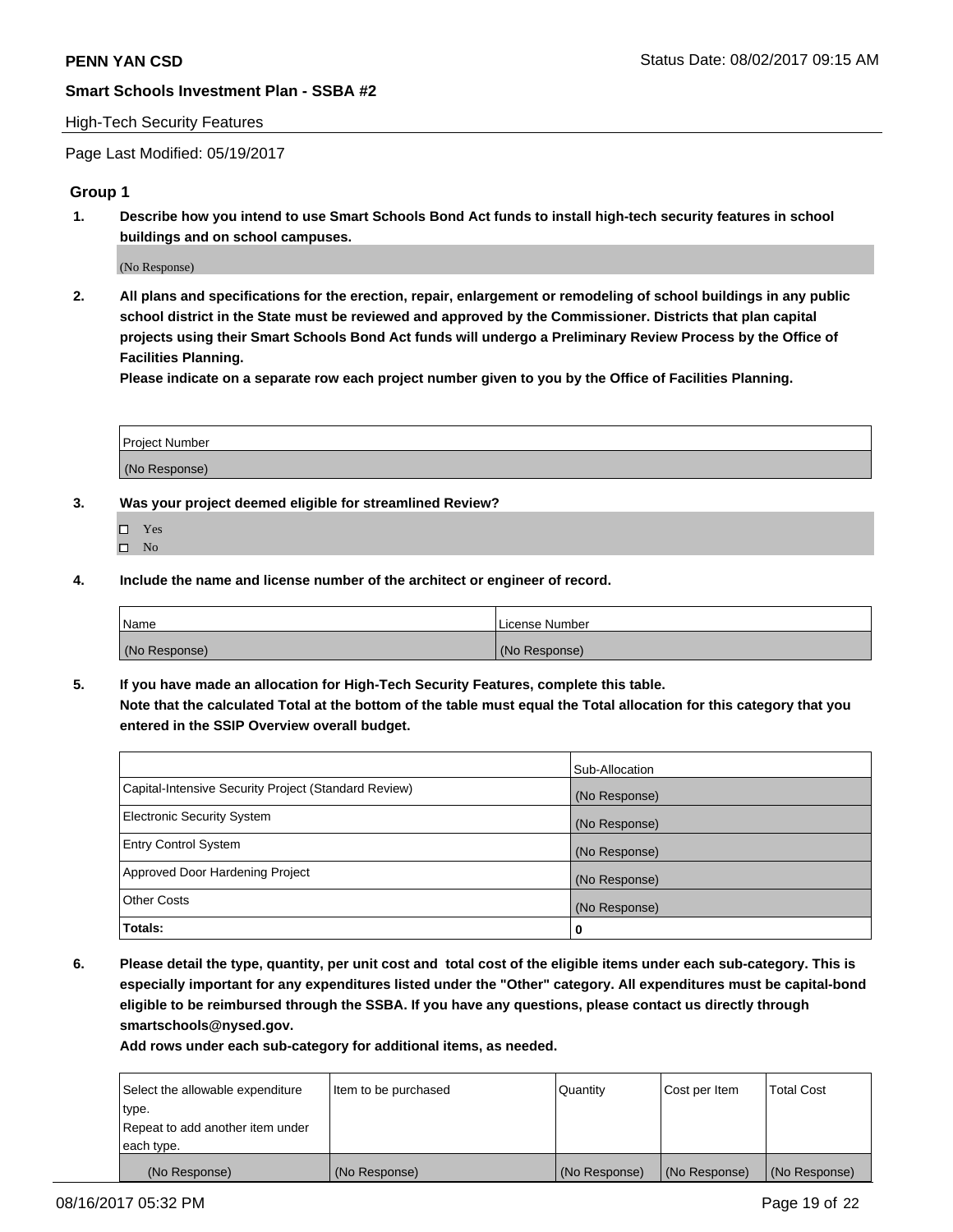**Smart Schools Investment Plan - SSBA #2**

High-Tech Security Features

Page Last Modified: 05/19/2017

## Group 1

**1. Describe how you intend to use Smart Schools Bond Act funds to install high-tech security features in school buildings and on school campuses.**

(No Response)

**2. All plans and specifications for the erection, repair, enlargement or remodeling of school buildings in any public school district in the State must be reviewed and approved by the Commissioner. Districts that plan capital projects using their Smart Schools Bond Act funds will undergo a Preliminary Review Process by the Office of Facilities Planning.**

**Please indicate on a separate row each project number given to you by the Office of Facilities Planning.**

| Project Number |
|---|
| (No Response) |

**3. Was your project deemed eligible for streamlined Review?**

- ☐ Yes
- ☐ No

**4. Include the name and license number of the architect or engineer of record.**

| Name | License Number |
|---|---|
| (No Response) | (No Response) |

**5. If you have made an allocation for High-Tech Security Features, complete this table.**
**Note that the calculated Total at the bottom of the table must equal the Total allocation for this category that you entered in the SSIP Overview overall budget.**

| | Sub-Allocation |
|---|---|
| Capital-Intensive Security Project (Standard Review) | (No Response) |
| Electronic Security System | (No Response) |
| Entry Control System | (No Response) |
| Approved Door Hardening Project | (No Response) |
| Other Costs | (No Response) |
| **Totals:** | **0** |

**6. Please detail the type, quantity, per unit cost and total cost of the eligible items under each sub-category. This is especially important for any expenditures listed under the "Other" category. All expenditures must be capital-bond eligible to be reimbursed through the SSBA. If you have any questions, please contact us directly through smartschools@nysed.gov.**

**Add rows under each sub-category for additional items, as needed.**

| Select the allowable expenditure type. Repeat to add another item under each type. | Item to be purchased | Quantity | Cost per Item | Total Cost |
|---|---|---|---|---|
| (No Response) | (No Response) | (No Response) | (No Response) | (No Response) |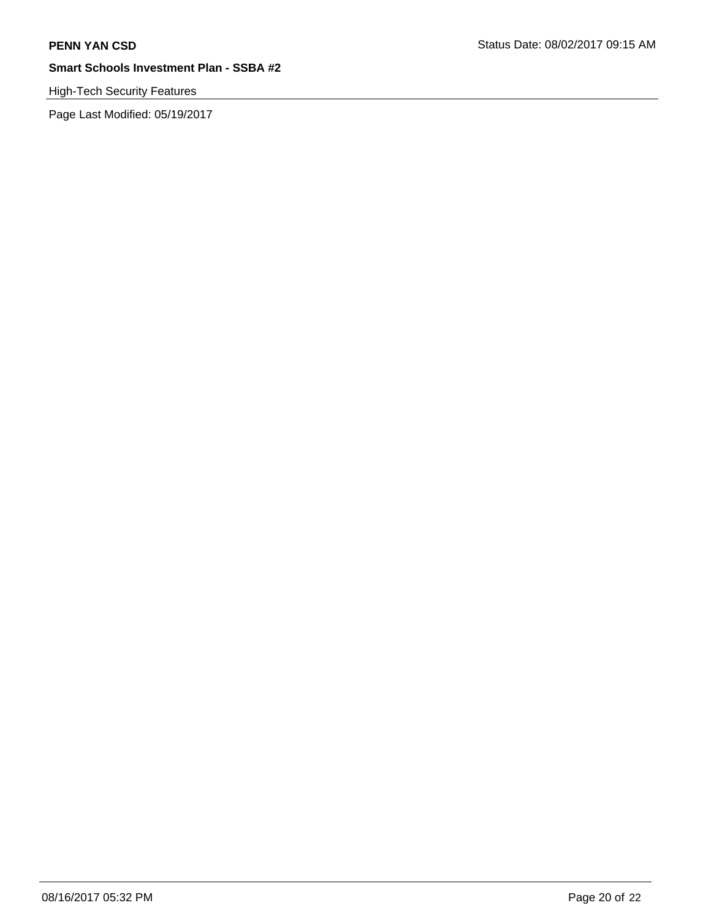**PENN YAN CSD**

Status Date: 08/02/2017 09:15 AM

**Smart Schools Investment Plan - SSBA #2**

High-Tech Security Features

Page Last Modified: 05/19/2017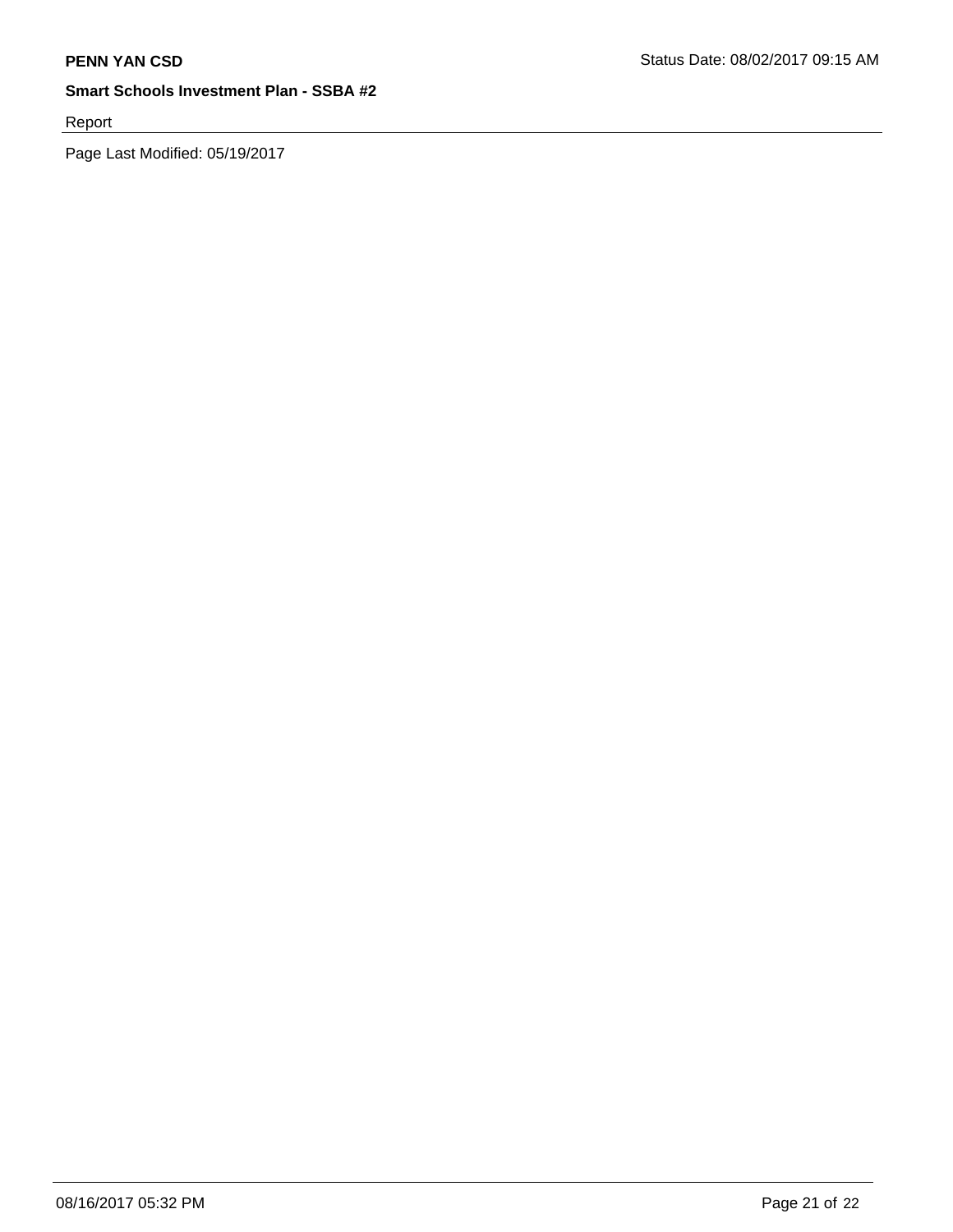Report

Page Last Modified: 05/19/2017